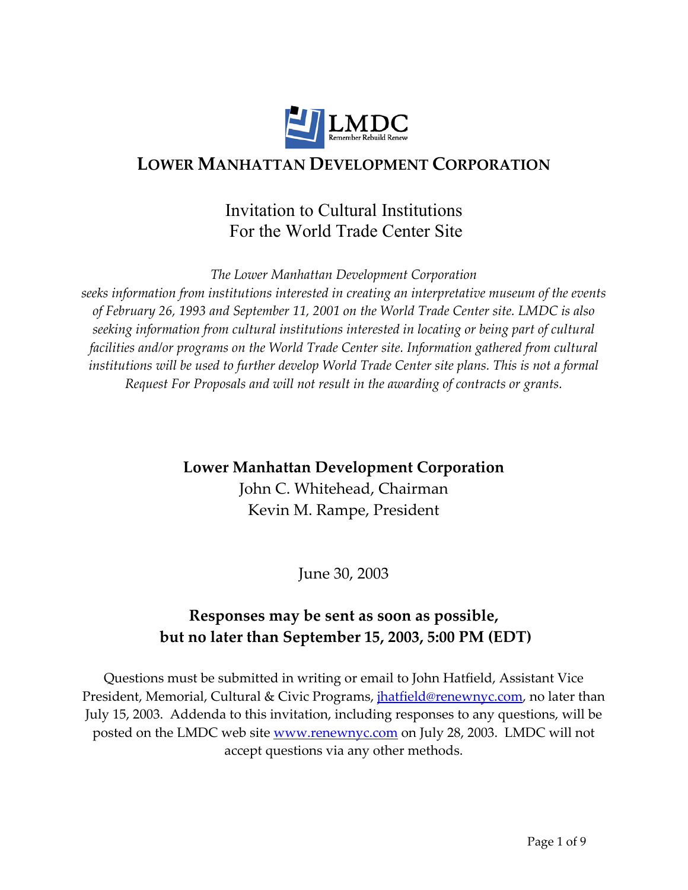LMDC

Remember Rebuild Renew

# LOWER MANHATTAN DEVELOPMENT CORPORATION

## Invitation to Cultural Institutions For the World Trade Center Site

*The Lower Manhattan Development Corporation seeks information from institutions interested in creating an interpretative museum of the events of February 26, 1993 and September 11, 2001 on the World Trade Center site. LMDC is also seeking information from cultural institutions interested in locating or being part of cultural facilities and/or programs on the World Trade Center site. Information gathered from cultural institutions will be used to further develop World Trade Center site plans. This is not a formal Request For Proposals and will not result in the awarding of contracts or grants.*

**Lower Manhattan Development Corporation**
John C. Whitehead, Chairman
Kevin M. Rampe, President

June 30, 2003

**Responses may be sent as soon as possible, but no later than September 15, 2003, 5:00 PM (EDT)**

Questions must be submitted in writing or email to John Hatfield, Assistant Vice President, Memorial, Cultural & Civic Programs, jhatfield@renewnyc.com, no later than July 15, 2003. Addenda to this invitation, including responses to any questions, will be posted on the LMDC web site www.renewnyc.com on July 28, 2003. LMDC will not accept questions via any other methods.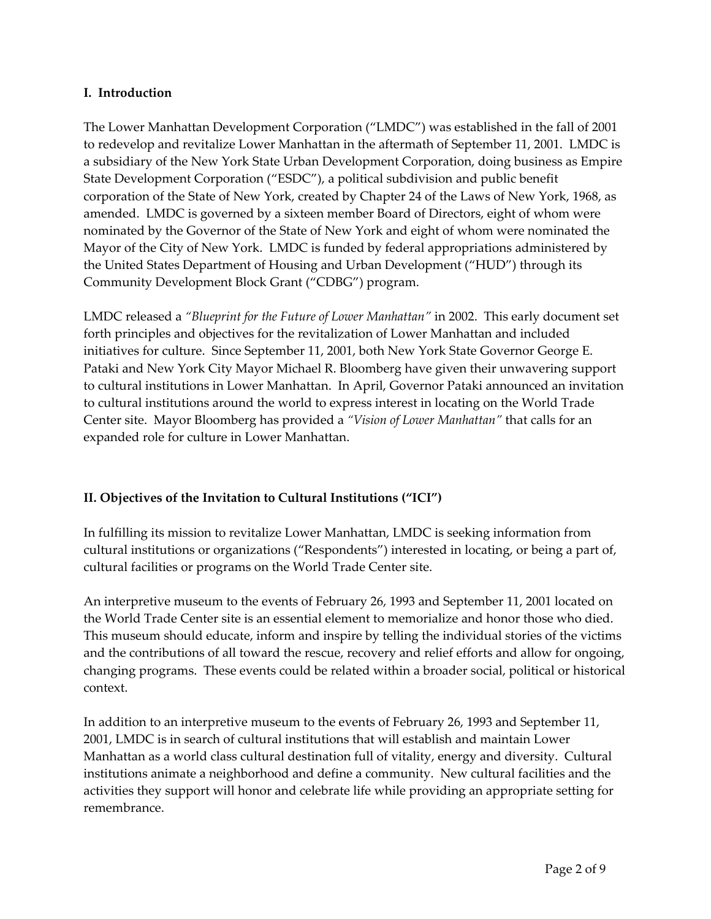## I. Introduction

The Lower Manhattan Development Corporation ("LMDC") was established in the fall of 2001 to redevelop and revitalize Lower Manhattan in the aftermath of September 11, 2001. LMDC is a subsidiary of the New York State Urban Development Corporation, doing business as Empire State Development Corporation ("ESDC"), a political subdivision and public benefit corporation of the State of New York, created by Chapter 24 of the Laws of New York, 1968, as amended. LMDC is governed by a sixteen member Board of Directors, eight of whom were nominated by the Governor of the State of New York and eight of whom were nominated the Mayor of the City of New York. LMDC is funded by federal appropriations administered by the United States Department of Housing and Urban Development ("HUD") through its Community Development Block Grant ("CDBG") program.

LMDC released a *"Blueprint for the Future of Lower Manhattan"* in 2002. This early document set forth principles and objectives for the revitalization of Lower Manhattan and included initiatives for culture. Since September 11, 2001, both New York State Governor George E. Pataki and New York City Mayor Michael R. Bloomberg have given their unwavering support to cultural institutions in Lower Manhattan. In April, Governor Pataki announced an invitation to cultural institutions around the world to express interest in locating on the World Trade Center site. Mayor Bloomberg has provided a *"Vision of Lower Manhattan"* that calls for an expanded role for culture in Lower Manhattan.

## II. Objectives of the Invitation to Cultural Institutions ("ICI")

In fulfilling its mission to revitalize Lower Manhattan, LMDC is seeking information from cultural institutions or organizations ("Respondents") interested in locating, or being a part of, cultural facilities or programs on the World Trade Center site.

An interpretive museum to the events of February 26, 1993 and September 11, 2001 located on the World Trade Center site is an essential element to memorialize and honor those who died. This museum should educate, inform and inspire by telling the individual stories of the victims and the contributions of all toward the rescue, recovery and relief efforts and allow for ongoing, changing programs. These events could be related within a broader social, political or historical context.

In addition to an interpretive museum to the events of February 26, 1993 and September 11, 2001, LMDC is in search of cultural institutions that will establish and maintain Lower Manhattan as a world class cultural destination full of vitality, energy and diversity. Cultural institutions animate a neighborhood and define a community. New cultural facilities and the activities they support will honor and celebrate life while providing an appropriate setting for remembrance.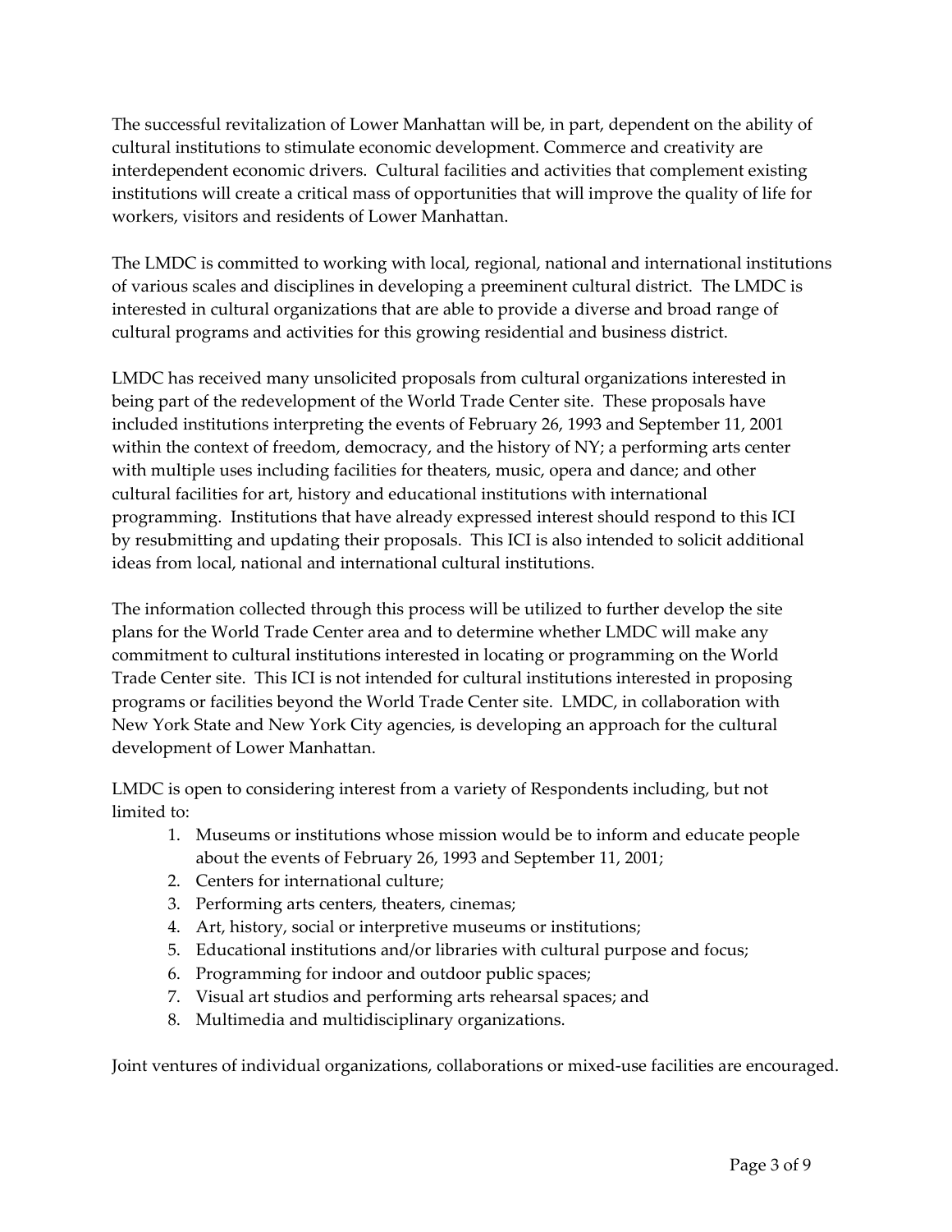The successful revitalization of Lower Manhattan will be, in part, dependent on the ability of cultural institutions to stimulate economic development. Commerce and creativity are interdependent economic drivers. Cultural facilities and activities that complement existing institutions will create a critical mass of opportunities that will improve the quality of life for workers, visitors and residents of Lower Manhattan.

The LMDC is committed to working with local, regional, national and international institutions of various scales and disciplines in developing a preeminent cultural district. The LMDC is interested in cultural organizations that are able to provide a diverse and broad range of cultural programs and activities for this growing residential and business district.

LMDC has received many unsolicited proposals from cultural organizations interested in being part of the redevelopment of the World Trade Center site. These proposals have included institutions interpreting the events of February 26, 1993 and September 11, 2001 within the context of freedom, democracy, and the history of NY; a performing arts center with multiple uses including facilities for theaters, music, opera and dance; and other cultural facilities for art, history and educational institutions with international programming. Institutions that have already expressed interest should respond to this ICI by resubmitting and updating their proposals. This ICI is also intended to solicit additional ideas from local, national and international cultural institutions.

The information collected through this process will be utilized to further develop the site plans for the World Trade Center area and to determine whether LMDC will make any commitment to cultural institutions interested in locating or programming on the World Trade Center site. This ICI is not intended for cultural institutions interested in proposing programs or facilities beyond the World Trade Center site. LMDC, in collaboration with New York State and New York City agencies, is developing an approach for the cultural development of Lower Manhattan.

LMDC is open to considering interest from a variety of Respondents including, but not limited to:

1. Museums or institutions whose mission would be to inform and educate people about the events of February 26, 1993 and September 11, 2001;
2. Centers for international culture;
3. Performing arts centers, theaters, cinemas;
4. Art, history, social or interpretive museums or institutions;
5. Educational institutions and/or libraries with cultural purpose and focus;
6. Programming for indoor and outdoor public spaces;
7. Visual art studios and performing arts rehearsal spaces; and
8. Multimedia and multidisciplinary organizations.

Joint ventures of individual organizations, collaborations or mixed-use facilities are encouraged.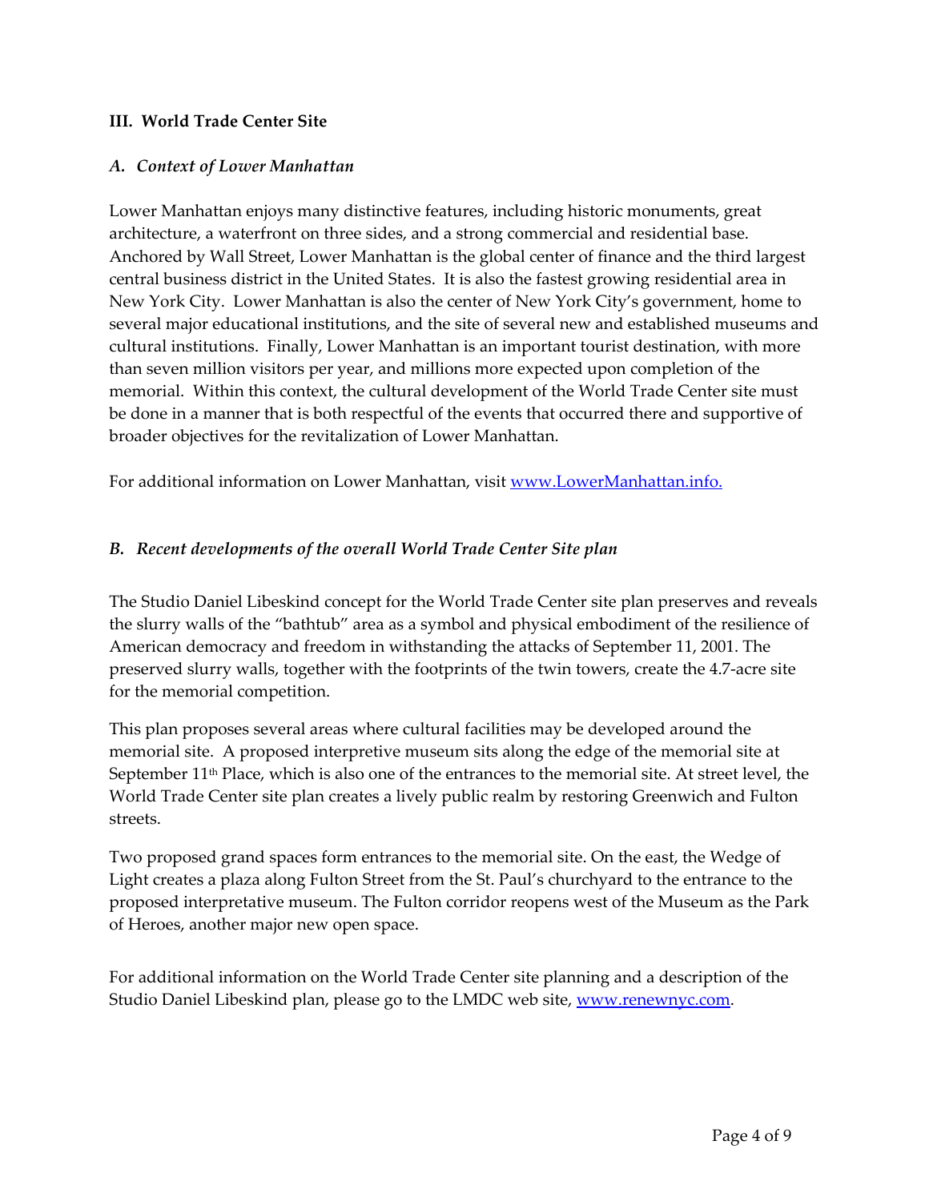## III. World Trade Center Site

### *A. Context of Lower Manhattan*

Lower Manhattan enjoys many distinctive features, including historic monuments, great architecture, a waterfront on three sides, and a strong commercial and residential base. Anchored by Wall Street, Lower Manhattan is the global center of finance and the third largest central business district in the United States. It is also the fastest growing residential area in New York City. Lower Manhattan is also the center of New York City's government, home to several major educational institutions, and the site of several new and established museums and cultural institutions. Finally, Lower Manhattan is an important tourist destination, with more than seven million visitors per year, and millions more expected upon completion of the memorial. Within this context, the cultural development of the World Trade Center site must be done in a manner that is both respectful of the events that occurred there and supportive of broader objectives for the revitalization of Lower Manhattan.

For additional information on Lower Manhattan, visit [www.LowerManhattan.info.](http://www.LowerManhattan.info)

### *B. Recent developments of the overall World Trade Center Site plan*

The Studio Daniel Libeskind concept for the World Trade Center site plan preserves and reveals the slurry walls of the "bathtub" area as a symbol and physical embodiment of the resilience of American democracy and freedom in withstanding the attacks of September 11, 2001. The preserved slurry walls, together with the footprints of the twin towers, create the 4.7-acre site for the memorial competition.

This plan proposes several areas where cultural facilities may be developed around the memorial site. A proposed interpretive museum sits along the edge of the memorial site at September 11th Place, which is also one of the entrances to the memorial site. At street level, the World Trade Center site plan creates a lively public realm by restoring Greenwich and Fulton streets.

Two proposed grand spaces form entrances to the memorial site. On the east, the Wedge of Light creates a plaza along Fulton Street from the St. Paul's churchyard to the entrance to the proposed interpretative museum. The Fulton corridor reopens west of the Museum as the Park of Heroes, another major new open space.

For additional information on the World Trade Center site planning and a description of the Studio Daniel Libeskind plan, please go to the LMDC web site, [www.renewnyc.com](http://www.renewnyc.com).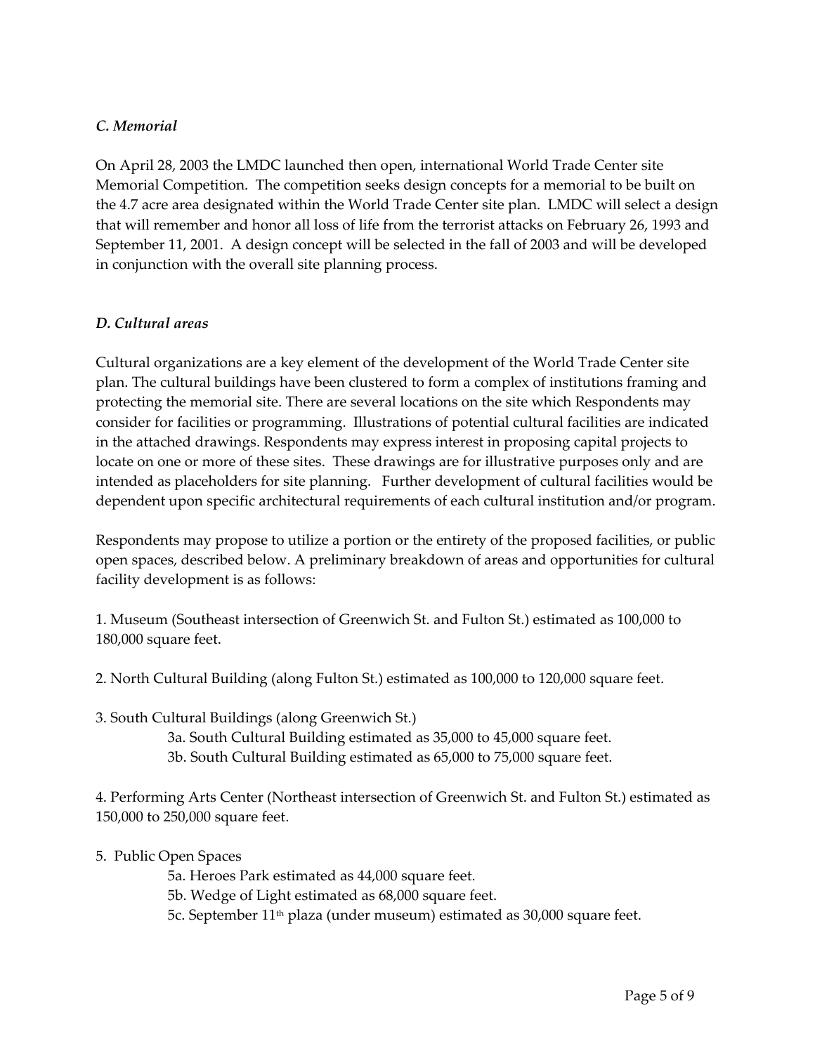### *C. Memorial*

On April 28, 2003 the LMDC launched then open, international World Trade Center site Memorial Competition. The competition seeks design concepts for a memorial to be built on the 4.7 acre area designated within the World Trade Center site plan. LMDC will select a design that will remember and honor all loss of life from the terrorist attacks on February 26, 1993 and September 11, 2001. A design concept will be selected in the fall of 2003 and will be developed in conjunction with the overall site planning process.

### *D. Cultural areas*

Cultural organizations are a key element of the development of the World Trade Center site plan. The cultural buildings have been clustered to form a complex of institutions framing and protecting the memorial site. There are several locations on the site which Respondents may consider for facilities or programming. Illustrations of potential cultural facilities are indicated in the attached drawings. Respondents may express interest in proposing capital projects to locate on one or more of these sites. These drawings are for illustrative purposes only and are intended as placeholders for site planning. Further development of cultural facilities would be dependent upon specific architectural requirements of each cultural institution and/or program.

Respondents may propose to utilize a portion or the entirety of the proposed facilities, or public open spaces, described below. A preliminary breakdown of areas and opportunities for cultural facility development is as follows:

1. Museum (Southeast intersection of Greenwich St. and Fulton St.) estimated as 100,000 to 180,000 square feet.

2. North Cultural Building (along Fulton St.) estimated as 100,000 to 120,000 square feet.

3. South Cultural Buildings (along Greenwich St.)
   - 3a. South Cultural Building estimated as 35,000 to 45,000 square feet.
   - 3b. South Cultural Building estimated as 65,000 to 75,000 square feet.

4. Performing Arts Center (Northeast intersection of Greenwich St. and Fulton St.) estimated as 150,000 to 250,000 square feet.

5. Public Open Spaces
   - 5a. Heroes Park estimated as 44,000 square feet.
   - 5b. Wedge of Light estimated as 68,000 square feet.
   - 5c. September 11th plaza (under museum) estimated as 30,000 square feet.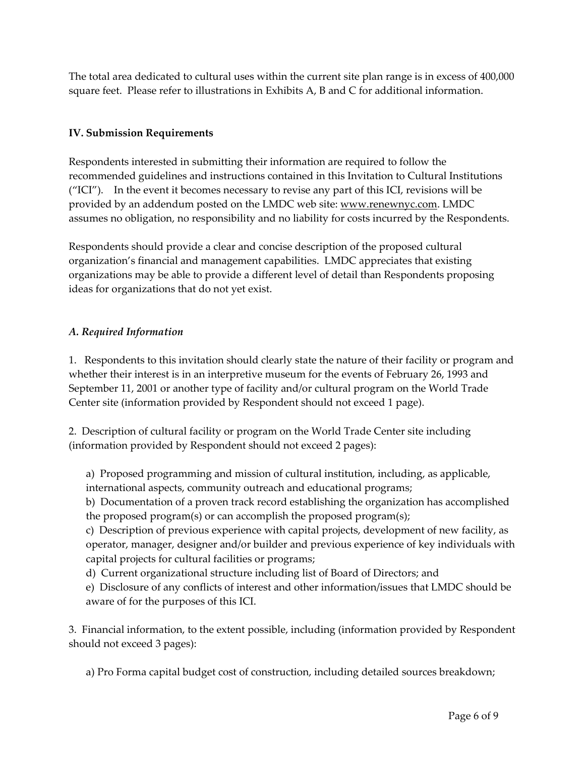The total area dedicated to cultural uses within the current site plan range is in excess of 400,000 square feet. Please refer to illustrations in Exhibits A, B and C for additional information.

## IV. Submission Requirements

Respondents interested in submitting their information are required to follow the recommended guidelines and instructions contained in this Invitation to Cultural Institutions ("ICI"). In the event it becomes necessary to revise any part of this ICI, revisions will be provided by an addendum posted on the LMDC web site: www.renewnyc.com. LMDC assumes no obligation, no responsibility and no liability for costs incurred by the Respondents.

Respondents should provide a clear and concise description of the proposed cultural organization's financial and management capabilities. LMDC appreciates that existing organizations may be able to provide a different level of detail than Respondents proposing ideas for organizations that do not yet exist.

### *A. Required Information*

1. Respondents to this invitation should clearly state the nature of their facility or program and whether their interest is in an interpretive museum for the events of February 26, 1993 and September 11, 2001 or another type of facility and/or cultural program on the World Trade Center site (information provided by Respondent should not exceed 1 page).

2. Description of cultural facility or program on the World Trade Center site including (information provided by Respondent should not exceed 2 pages):

   a) Proposed programming and mission of cultural institution, including, as applicable, international aspects, community outreach and educational programs;
   
   b) Documentation of a proven track record establishing the organization has accomplished the proposed program(s) or can accomplish the proposed program(s);
   
   c) Description of previous experience with capital projects, development of new facility, as operator, manager, designer and/or builder and previous experience of key individuals with capital projects for cultural facilities or programs;
   
   d) Current organizational structure including list of Board of Directors; and
   
   e) Disclosure of any conflicts of interest and other information/issues that LMDC should be aware of for the purposes of this ICI.

3. Financial information, to the extent possible, including (information provided by Respondent should not exceed 3 pages):

   a) Pro Forma capital budget cost of construction, including detailed sources breakdown;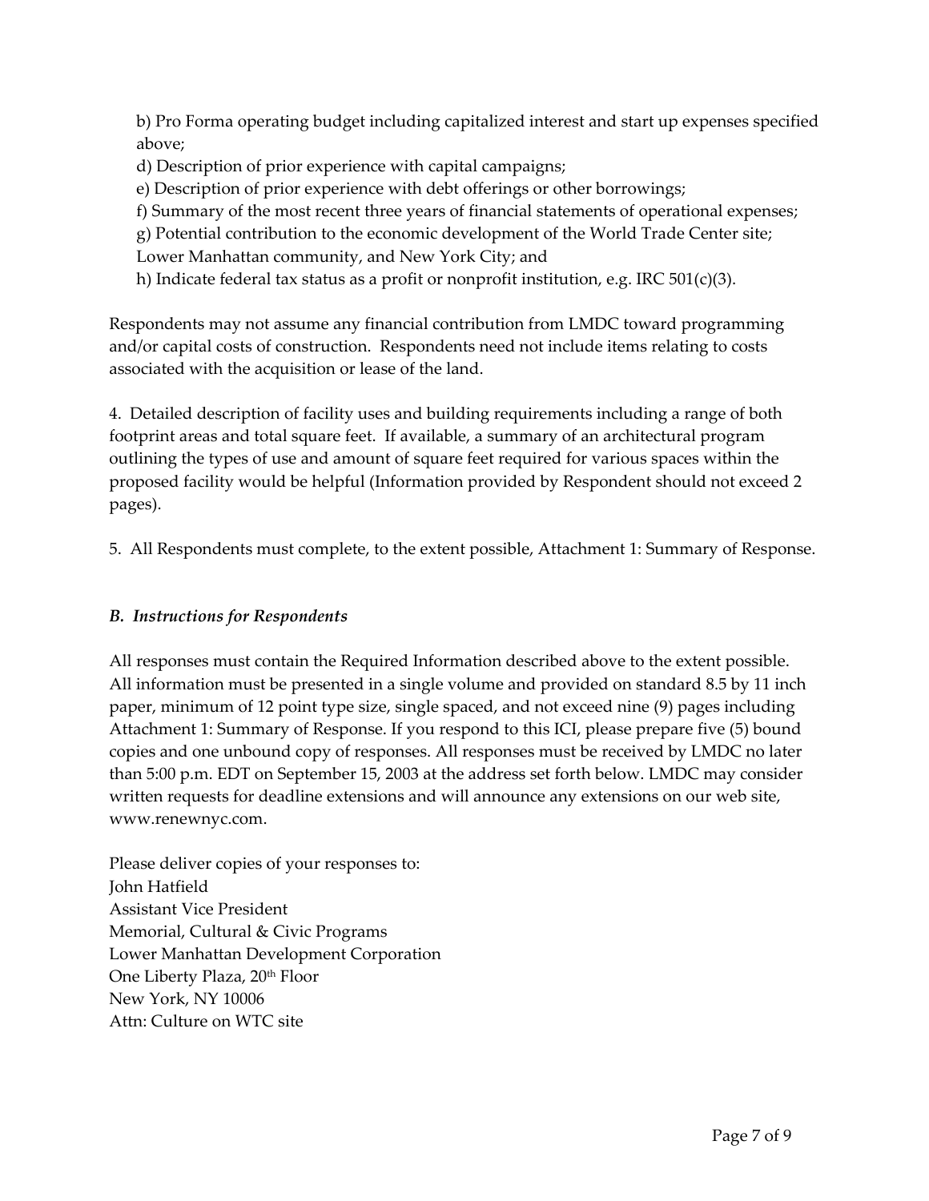b) Pro Forma operating budget including capitalized interest and start up expenses specified above;

d) Description of prior experience with capital campaigns;

e) Description of prior experience with debt offerings or other borrowings;

f) Summary of the most recent three years of financial statements of operational expenses;

g) Potential contribution to the economic development of the World Trade Center site; Lower Manhattan community, and New York City; and

h) Indicate federal tax status as a profit or nonprofit institution, e.g. IRC 501(c)(3).

Respondents may not assume any financial contribution from LMDC toward programming and/or capital costs of construction. Respondents need not include items relating to costs associated with the acquisition or lease of the land.

4. Detailed description of facility uses and building requirements including a range of both footprint areas and total square feet. If available, a summary of an architectural program outlining the types of use and amount of square feet required for various spaces within the proposed facility would be helpful (Information provided by Respondent should not exceed 2 pages).

5. All Respondents must complete, to the extent possible, Attachment 1: Summary of Response.

### *B. Instructions for Respondents*

All responses must contain the Required Information described above to the extent possible. All information must be presented in a single volume and provided on standard 8.5 by 11 inch paper, minimum of 12 point type size, single spaced, and not exceed nine (9) pages including Attachment 1: Summary of Response. If you respond to this ICI, please prepare five (5) bound copies and one unbound copy of responses. All responses must be received by LMDC no later than 5:00 p.m. EDT on September 15, 2003 at the address set forth below. LMDC may consider written requests for deadline extensions and will announce any extensions on our web site, www.renewnyc.com.

Please deliver copies of your responses to:
John Hatfield
Assistant Vice President
Memorial, Cultural & Civic Programs
Lower Manhattan Development Corporation
One Liberty Plaza, 20th Floor
New York, NY 10006
Attn: Culture on WTC site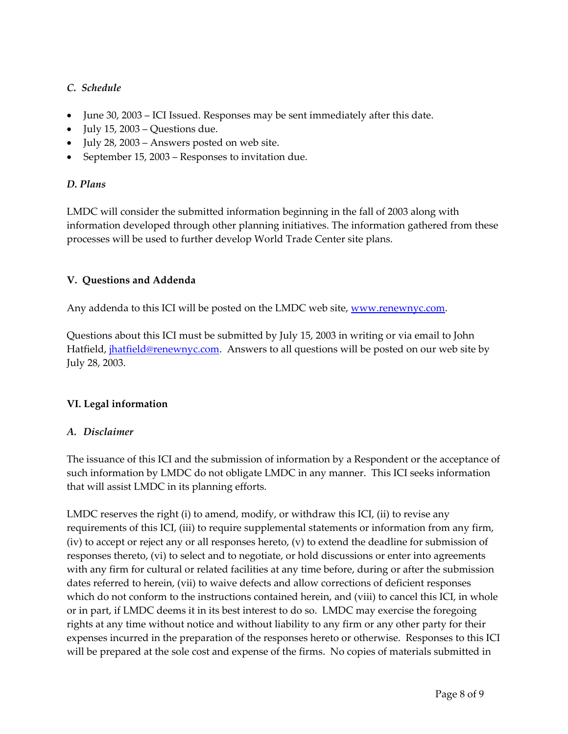### *C. Schedule*

- June 30, 2003 – ICI Issued. Responses may be sent immediately after this date.
- July 15, 2003 – Questions due.
- July 28, 2003 – Answers posted on web site.
- September 15, 2003 – Responses to invitation due.

### *D. Plans*

LMDC will consider the submitted information beginning in the fall of 2003 along with information developed through other planning initiatives. The information gathered from these processes will be used to further develop World Trade Center site plans.

## V. Questions and Addenda

Any addenda to this ICI will be posted on the LMDC web site, [www.renewnyc.com](http://www.renewnyc.com).

Questions about this ICI must be submitted by July 15, 2003 in writing or via email to John Hatfield, [jhatfield@renewnyc.com](mailto:jhatfield@renewnyc.com). Answers to all questions will be posted on our web site by July 28, 2003.

## VI. Legal information

### *A. Disclaimer*

The issuance of this ICI and the submission of information by a Respondent or the acceptance of such information by LMDC do not obligate LMDC in any manner. This ICI seeks information that will assist LMDC in its planning efforts.

LMDC reserves the right (i) to amend, modify, or withdraw this ICI, (ii) to revise any requirements of this ICI, (iii) to require supplemental statements or information from any firm, (iv) to accept or reject any or all responses hereto, (v) to extend the deadline for submission of responses thereto, (vi) to select and to negotiate, or hold discussions or enter into agreements with any firm for cultural or related facilities at any time before, during or after the submission dates referred to herein, (vii) to waive defects and allow corrections of deficient responses which do not conform to the instructions contained herein, and (viii) to cancel this ICI, in whole or in part, if LMDC deems it in its best interest to do so. LMDC may exercise the foregoing rights at any time without notice and without liability to any firm or any other party for their expenses incurred in the preparation of the responses hereto or otherwise. Responses to this ICI will be prepared at the sole cost and expense of the firms. No copies of materials submitted in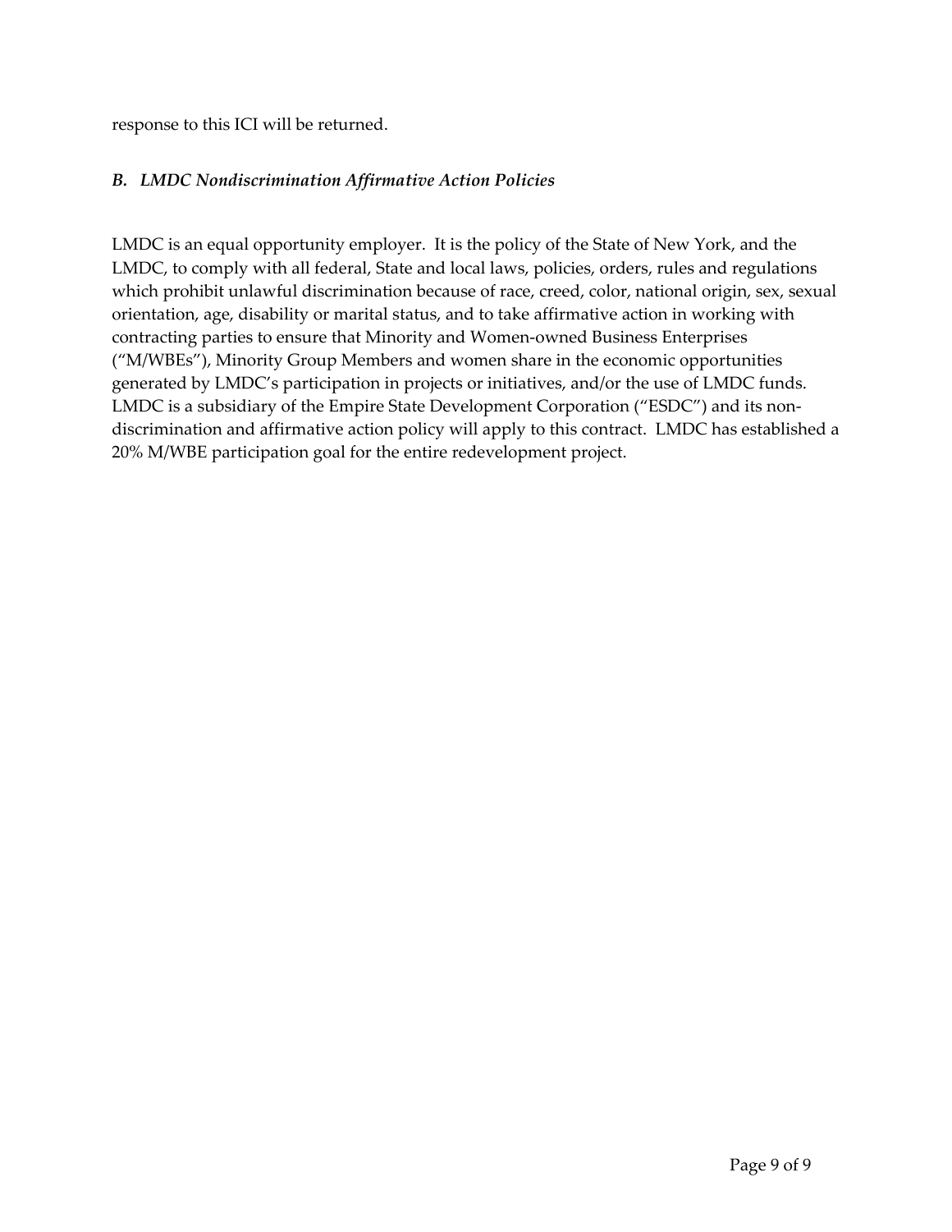response to this ICI will be returned.

### *B. LMDC Nondiscrimination Affirmative Action Policies*

LMDC is an equal opportunity employer. It is the policy of the State of New York, and the LMDC, to comply with all federal, State and local laws, policies, orders, rules and regulations which prohibit unlawful discrimination because of race, creed, color, national origin, sex, sexual orientation, age, disability or marital status, and to take affirmative action in working with contracting parties to ensure that Minority and Women-owned Business Enterprises ("M/WBEs"), Minority Group Members and women share in the economic opportunities generated by LMDC's participation in projects or initiatives, and/or the use of LMDC funds. LMDC is a subsidiary of the Empire State Development Corporation ("ESDC") and its non-discrimination and affirmative action policy will apply to this contract. LMDC has established a 20% M/WBE participation goal for the entire redevelopment project.